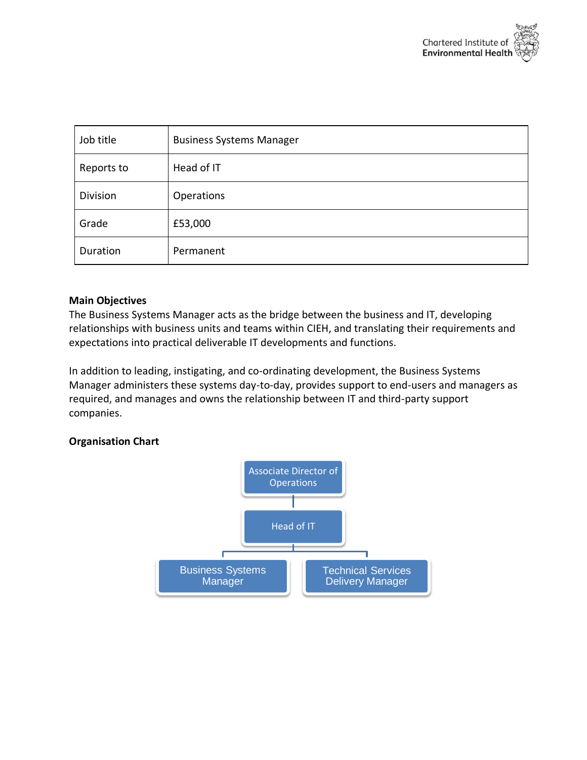| Job title | Business Systems Manager |
|---|---|
| Reports to | Head of IT |
| Division | Operations |
| Grade | £53,000 |
| Duration | Permanent |

**Main Objectives**

The Business Systems Manager acts as the bridge between the business and IT, developing relationships with business units and teams within CIEH, and translating their requirements and expectations into practical deliverable IT developments and functions.

In addition to leading, instigating, and co-ordinating development, the Business Systems Manager administers these systems day-to-day, provides support to end-users and managers as required, and manages and owns the relationship between IT and third-party support companies.

**Organisation Chart**

- Associate Director of Operations
  - Head of IT
    - Business Systems Manager
    - Technical Services Delivery Manager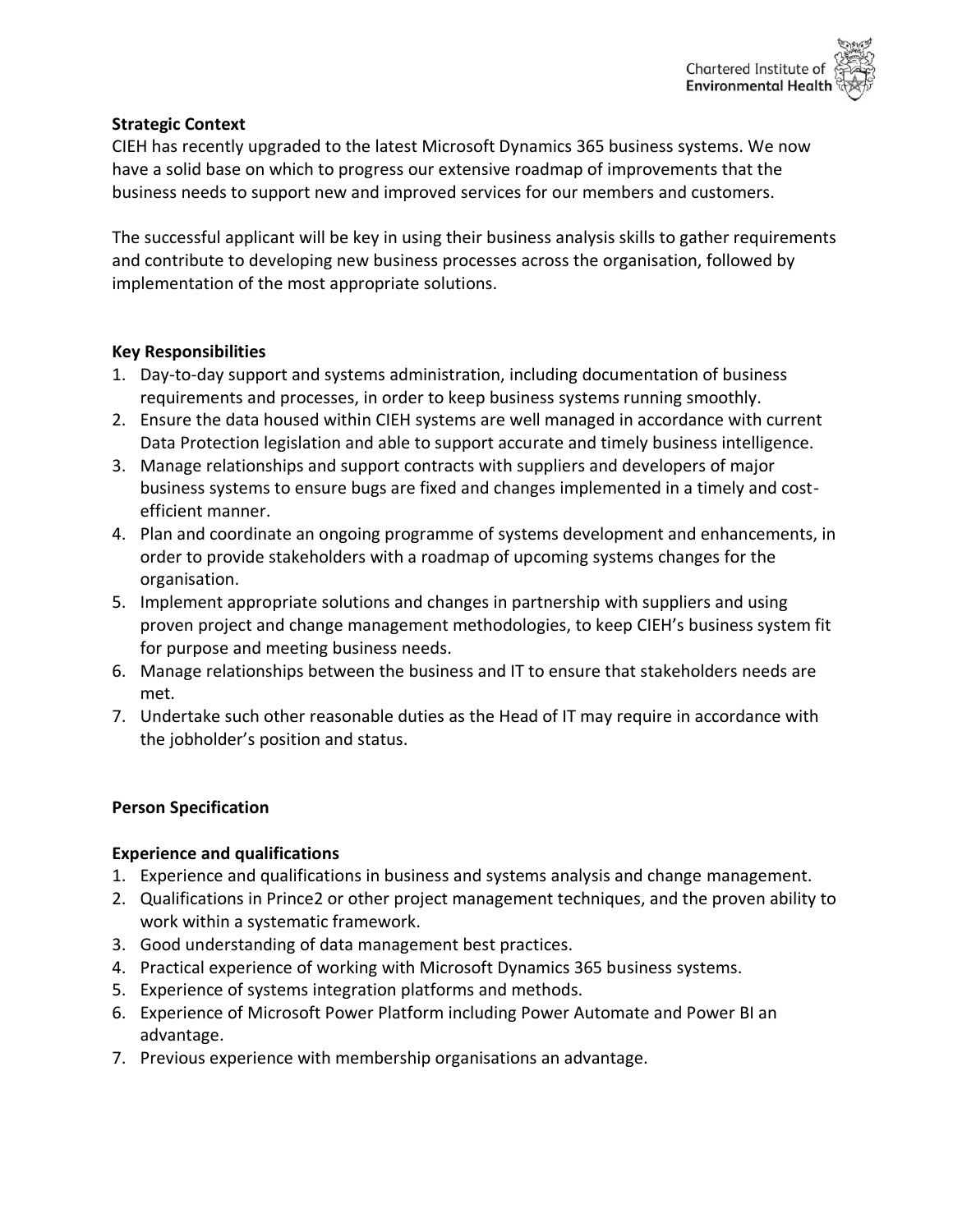**Strategic Context**

CIEH has recently upgraded to the latest Microsoft Dynamics 365 business systems. We now have a solid base on which to progress our extensive roadmap of improvements that the business needs to support new and improved services for our members and customers.

The successful applicant will be key in using their business analysis skills to gather requirements and contribute to developing new business processes across the organisation, followed by implementation of the most appropriate solutions.

**Key Responsibilities**

1. Day-to-day support and systems administration, including documentation of business requirements and processes, in order to keep business systems running smoothly.
2. Ensure the data housed within CIEH systems are well managed in accordance with current Data Protection legislation and able to support accurate and timely business intelligence.
3. Manage relationships and support contracts with suppliers and developers of major business systems to ensure bugs are fixed and changes implemented in a timely and cost-efficient manner.
4. Plan and coordinate an ongoing programme of systems development and enhancements, in order to provide stakeholders with a roadmap of upcoming systems changes for the organisation.
5. Implement appropriate solutions and changes in partnership with suppliers and using proven project and change management methodologies, to keep CIEH's business system fit for purpose and meeting business needs.
6. Manage relationships between the business and IT to ensure that stakeholders needs are met.
7. Undertake such other reasonable duties as the Head of IT may require in accordance with the jobholder's position and status.

**Person Specification**

**Experience and qualifications**

1. Experience and qualifications in business and systems analysis and change management.
2. Qualifications in Prince2 or other project management techniques, and the proven ability to work within a systematic framework.
3. Good understanding of data management best practices.
4. Practical experience of working with Microsoft Dynamics 365 business systems.
5. Experience of systems integration platforms and methods.
6. Experience of Microsoft Power Platform including Power Automate and Power BI an advantage.
7. Previous experience with membership organisations an advantage.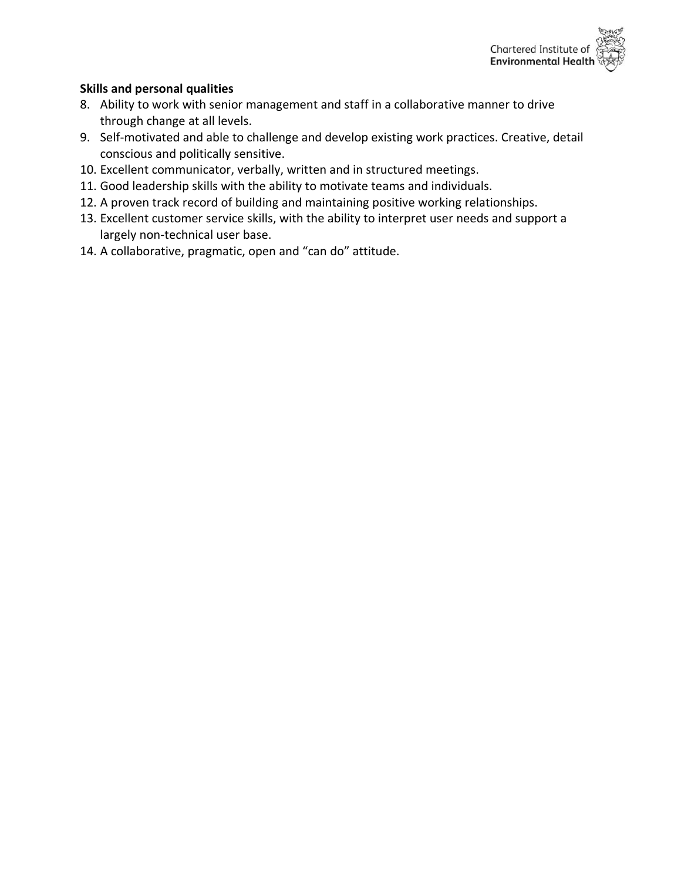**Skills and personal qualities**

8. Ability to work with senior management and staff in a collaborative manner to drive through change at all levels.
9. Self-motivated and able to challenge and develop existing work practices. Creative, detail conscious and politically sensitive.
10. Excellent communicator, verbally, written and in structured meetings.
11. Good leadership skills with the ability to motivate teams and individuals.
12. A proven track record of building and maintaining positive working relationships.
13. Excellent customer service skills, with the ability to interpret user needs and support a largely non-technical user base.
14. A collaborative, pragmatic, open and "can do" attitude.